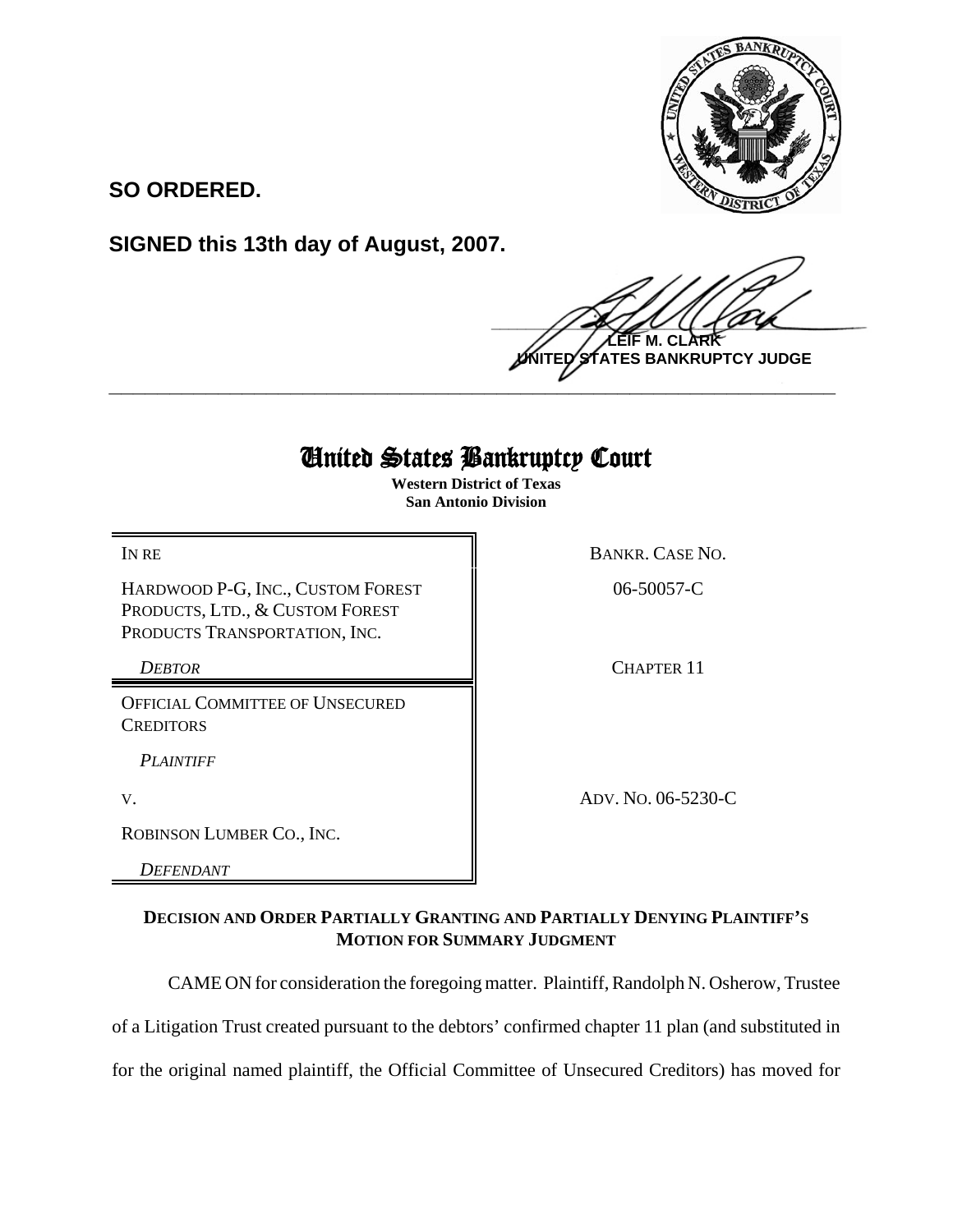**SO ORDERED.**

**SIGNED this 13th day of August, 2007.**

**LEIF M. CLARK**
**UNITED STATES BANKRUPTCY JUDGE**

---

# United States Bankruptcy Court

**Western District of Texas**
**San Antonio Division**

| | |
|---|---|
| IN RE | BANKR. CASE NO. |
| HARDWOOD P-G, INC., CUSTOM FOREST PRODUCTS, LTD., & CUSTOM FOREST PRODUCTS TRANSPORTATION, INC. | 06-50057-C |
| *DEBTOR* | CHAPTER 11 |
| OFFICIAL COMMITTEE OF UNSECURED CREDITORS | |
| *PLAINTIFF* | |
| V. | ADV. NO. 06-5230-C |
| ROBINSON LUMBER CO., INC. | |
| *DEFENDANT* | |

**DECISION AND ORDER PARTIALLY GRANTING AND PARTIALLY DENYING PLAINTIFF'S MOTION FOR SUMMARY JUDGMENT**

CAME ON for consideration the foregoing matter. Plaintiff, Randolph N. Osherow, Trustee of a Litigation Trust created pursuant to the debtors' confirmed chapter 11 plan (and substituted in for the original named plaintiff, the Official Committee of Unsecured Creditors) has moved for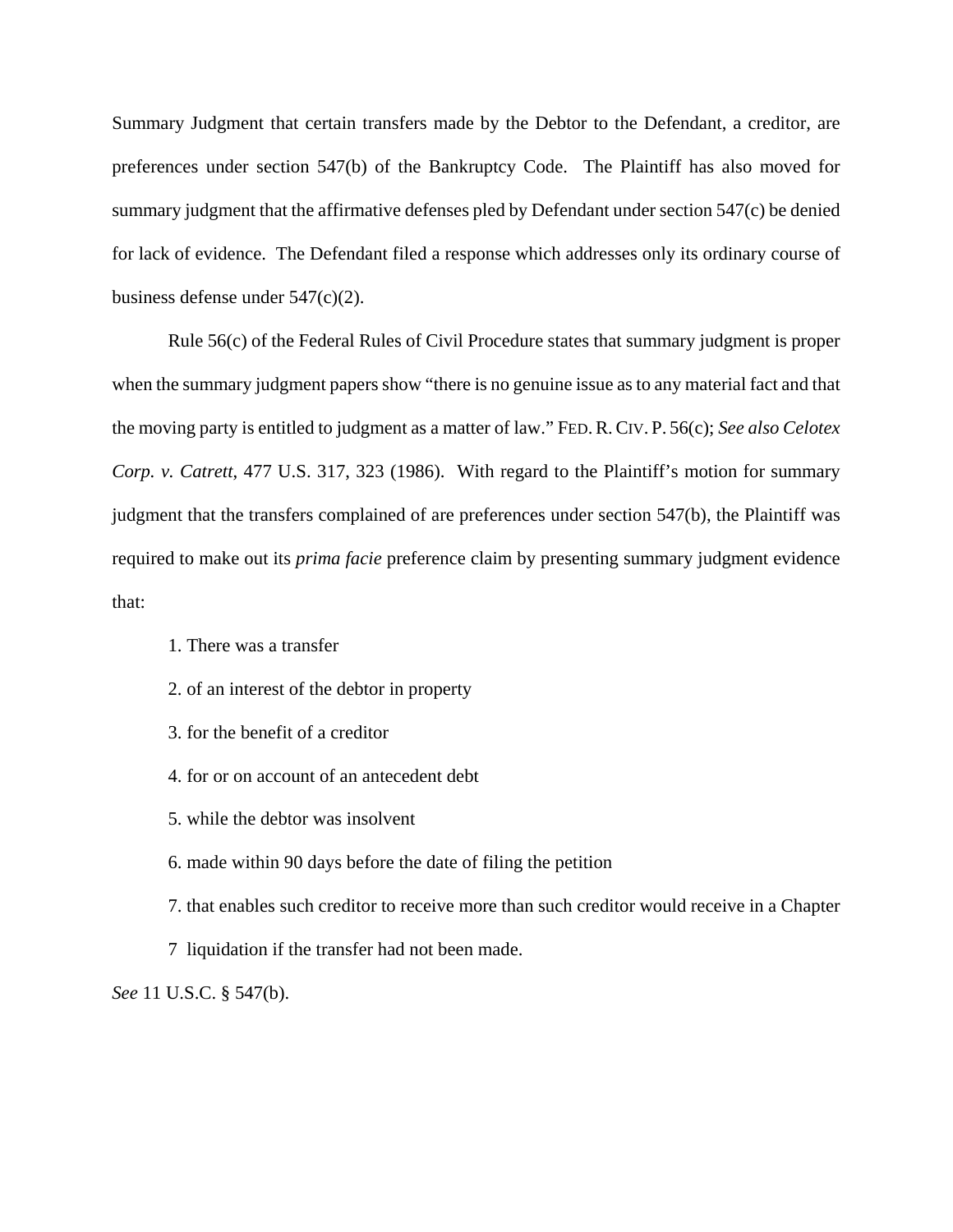Summary Judgment that certain transfers made by the Debtor to the Defendant, a creditor, are preferences under section 547(b) of the Bankruptcy Code. The Plaintiff has also moved for summary judgment that the affirmative defenses pled by Defendant under section 547(c) be denied for lack of evidence. The Defendant filed a response which addresses only its ordinary course of business defense under 547(c)(2).

Rule 56(c) of the Federal Rules of Civil Procedure states that summary judgment is proper when the summary judgment papers show "there is no genuine issue as to any material fact and that the moving party is entitled to judgment as a matter of law." FED. R. CIV. P. 56(c); *See also Celotex Corp. v. Catrett*, 477 U.S. 317, 323 (1986). With regard to the Plaintiff's motion for summary judgment that the transfers complained of are preferences under section 547(b), the Plaintiff was required to make out its *prima facie* preference claim by presenting summary judgment evidence that:

1. There was a transfer
2. of an interest of the debtor in property
3. for the benefit of a creditor
4. for or on account of an antecedent debt
5. while the debtor was insolvent
6. made within 90 days before the date of filing the petition
7. that enables such creditor to receive more than such creditor would receive in a Chapter 7 liquidation if the transfer had not been made.

*See* 11 U.S.C. § 547(b).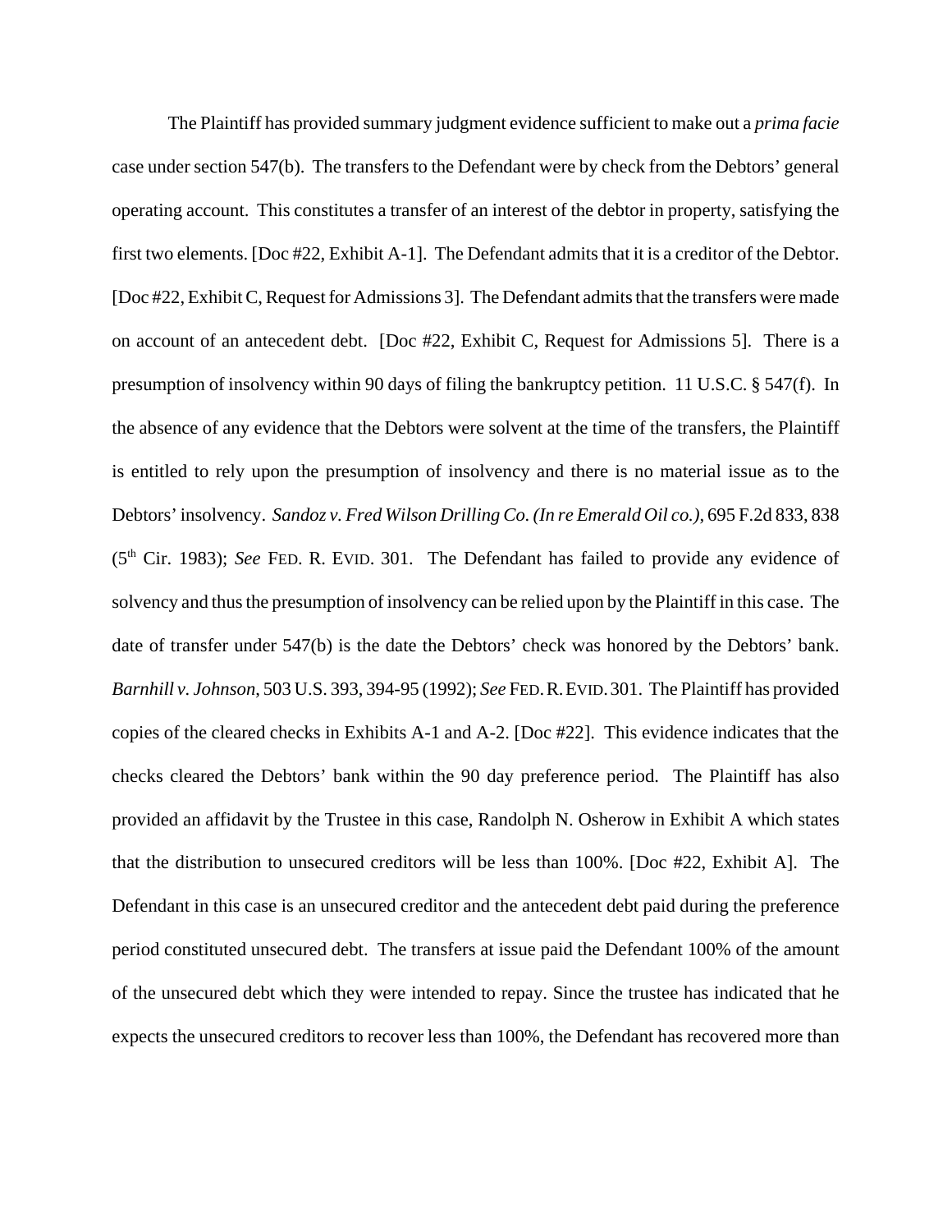The Plaintiff has provided summary judgment evidence sufficient to make out a *prima facie* case under section 547(b). The transfers to the Defendant were by check from the Debtors' general operating account. This constitutes a transfer of an interest of the debtor in property, satisfying the first two elements. [Doc #22, Exhibit A-1]. The Defendant admits that it is a creditor of the Debtor. [Doc #22, Exhibit C, Request for Admissions 3]. The Defendant admits that the transfers were made on account of an antecedent debt. [Doc #22, Exhibit C, Request for Admissions 5]. There is a presumption of insolvency within 90 days of filing the bankruptcy petition. 11 U.S.C. § 547(f). In the absence of any evidence that the Debtors were solvent at the time of the transfers, the Plaintiff is entitled to rely upon the presumption of insolvency and there is no material issue as to the Debtors' insolvency. *Sandoz v. Fred Wilson Drilling Co. (In re Emerald Oil co.)*, 695 F.2d 833, 838 (5th Cir. 1983); *See* FED. R. EVID. 301. The Defendant has failed to provide any evidence of solvency and thus the presumption of insolvency can be relied upon by the Plaintiff in this case. The date of transfer under 547(b) is the date the Debtors' check was honored by the Debtors' bank. *Barnhill v. Johnson*, 503 U.S. 393, 394-95 (1992); *See* FED. R. EVID. 301. The Plaintiff has provided copies of the cleared checks in Exhibits A-1 and A-2. [Doc #22]. This evidence indicates that the checks cleared the Debtors' bank within the 90 day preference period. The Plaintiff has also provided an affidavit by the Trustee in this case, Randolph N. Osherow in Exhibit A which states that the distribution to unsecured creditors will be less than 100%. [Doc #22, Exhibit A]. The Defendant in this case is an unsecured creditor and the antecedent debt paid during the preference period constituted unsecured debt. The transfers at issue paid the Defendant 100% of the amount of the unsecured debt which they were intended to repay. Since the trustee has indicated that he expects the unsecured creditors to recover less than 100%, the Defendant has recovered more than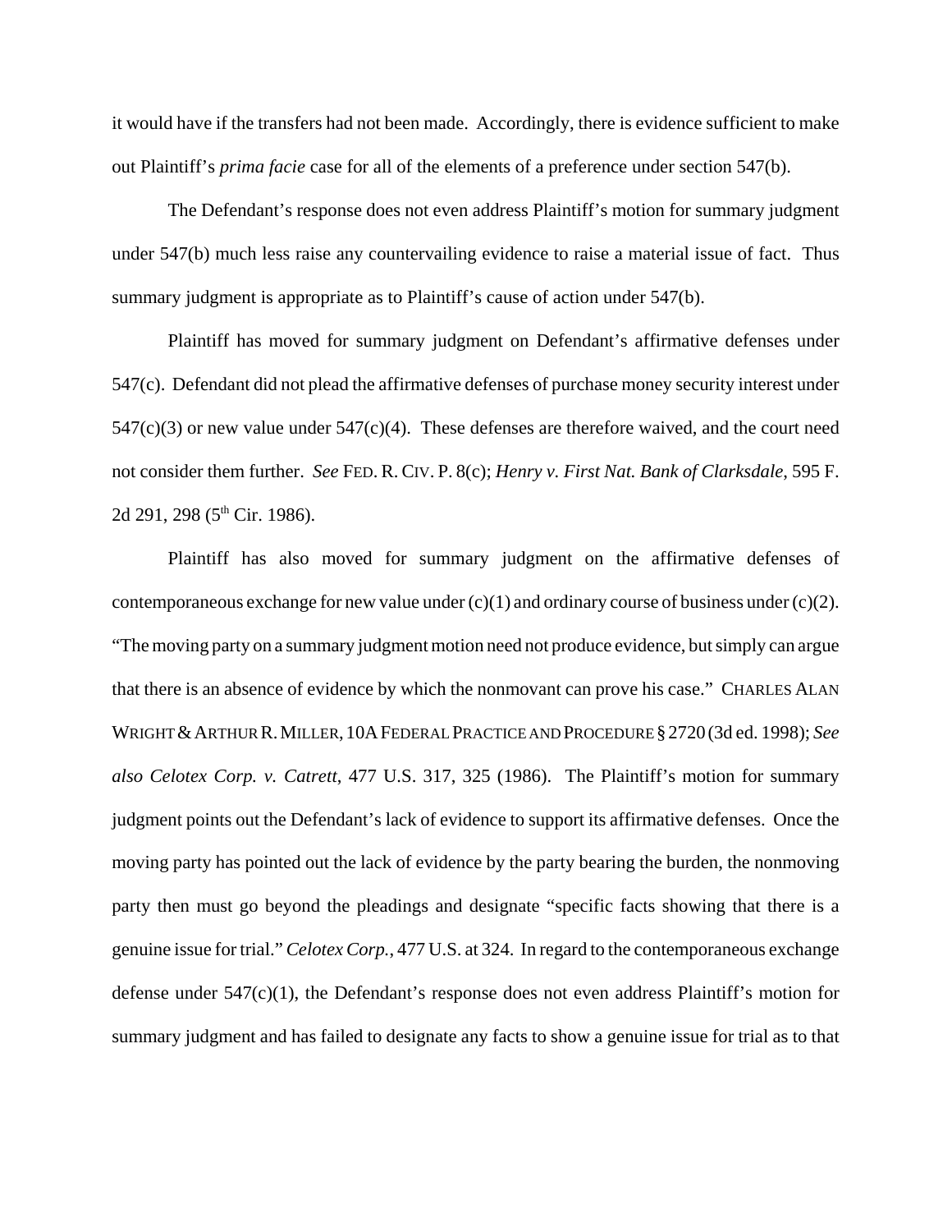it would have if the transfers had not been made. Accordingly, there is evidence sufficient to make out Plaintiff's *prima facie* case for all of the elements of a preference under section 547(b).

The Defendant's response does not even address Plaintiff's motion for summary judgment under 547(b) much less raise any countervailing evidence to raise a material issue of fact. Thus summary judgment is appropriate as to Plaintiff's cause of action under 547(b).

Plaintiff has moved for summary judgment on Defendant's affirmative defenses under 547(c). Defendant did not plead the affirmative defenses of purchase money security interest under 547(c)(3) or new value under 547(c)(4). These defenses are therefore waived, and the court need not consider them further. *See* FED. R. CIV. P. 8(c); *Henry v. First Nat. Bank of Clarksdale*, 595 F. 2d 291, 298 (5th Cir. 1986).

Plaintiff has also moved for summary judgment on the affirmative defenses of contemporaneous exchange for new value under (c)(1) and ordinary course of business under (c)(2). "The moving party on a summary judgment motion need not produce evidence, but simply can argue that there is an absence of evidence by which the nonmovant can prove his case." CHARLES ALAN WRIGHT & ARTHUR R. MILLER, 10A FEDERAL PRACTICE AND PROCEDURE § 2720 (3d ed. 1998); *See also Celotex Corp. v. Catrett*, 477 U.S. 317, 325 (1986). The Plaintiff's motion for summary judgment points out the Defendant's lack of evidence to support its affirmative defenses. Once the moving party has pointed out the lack of evidence by the party bearing the burden, the nonmoving party then must go beyond the pleadings and designate "specific facts showing that there is a genuine issue for trial." *Celotex Corp.*, 477 U.S. at 324. In regard to the contemporaneous exchange defense under 547(c)(1), the Defendant's response does not even address Plaintiff's motion for summary judgment and has failed to designate any facts to show a genuine issue for trial as to that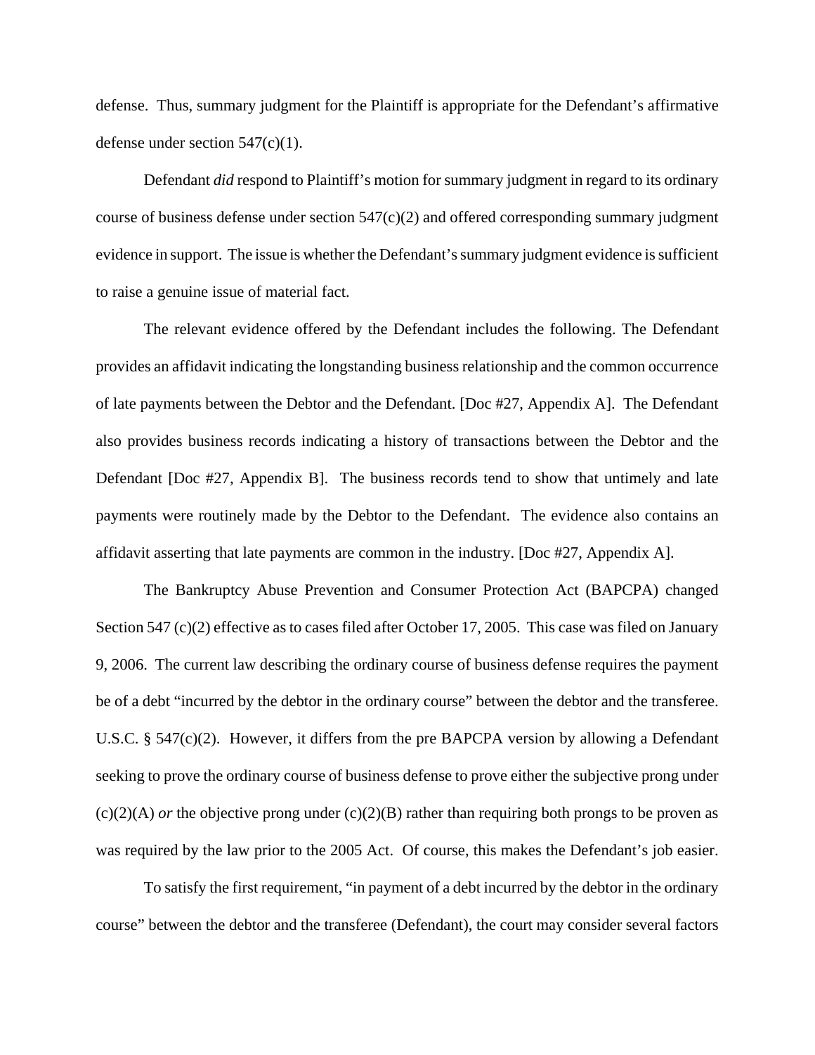defense. Thus, summary judgment for the Plaintiff is appropriate for the Defendant's affirmative defense under section 547(c)(1).

Defendant *did* respond to Plaintiff's motion for summary judgment in regard to its ordinary course of business defense under section 547(c)(2) and offered corresponding summary judgment evidence in support. The issue is whether the Defendant's summary judgment evidence is sufficient to raise a genuine issue of material fact.

The relevant evidence offered by the Defendant includes the following. The Defendant provides an affidavit indicating the longstanding business relationship and the common occurrence of late payments between the Debtor and the Defendant. [Doc #27, Appendix A]. The Defendant also provides business records indicating a history of transactions between the Debtor and the Defendant [Doc #27, Appendix B]. The business records tend to show that untimely and late payments were routinely made by the Debtor to the Defendant. The evidence also contains an affidavit asserting that late payments are common in the industry. [Doc #27, Appendix A].

The Bankruptcy Abuse Prevention and Consumer Protection Act (BAPCPA) changed Section 547 (c)(2) effective as to cases filed after October 17, 2005. This case was filed on January 9, 2006. The current law describing the ordinary course of business defense requires the payment be of a debt "incurred by the debtor in the ordinary course" between the debtor and the transferee. U.S.C. § 547(c)(2). However, it differs from the pre BAPCPA version by allowing a Defendant seeking to prove the ordinary course of business defense to prove either the subjective prong under (c)(2)(A) *or* the objective prong under (c)(2)(B) rather than requiring both prongs to be proven as was required by the law prior to the 2005 Act. Of course, this makes the Defendant's job easier.

To satisfy the first requirement, "in payment of a debt incurred by the debtor in the ordinary course" between the debtor and the transferee (Defendant), the court may consider several factors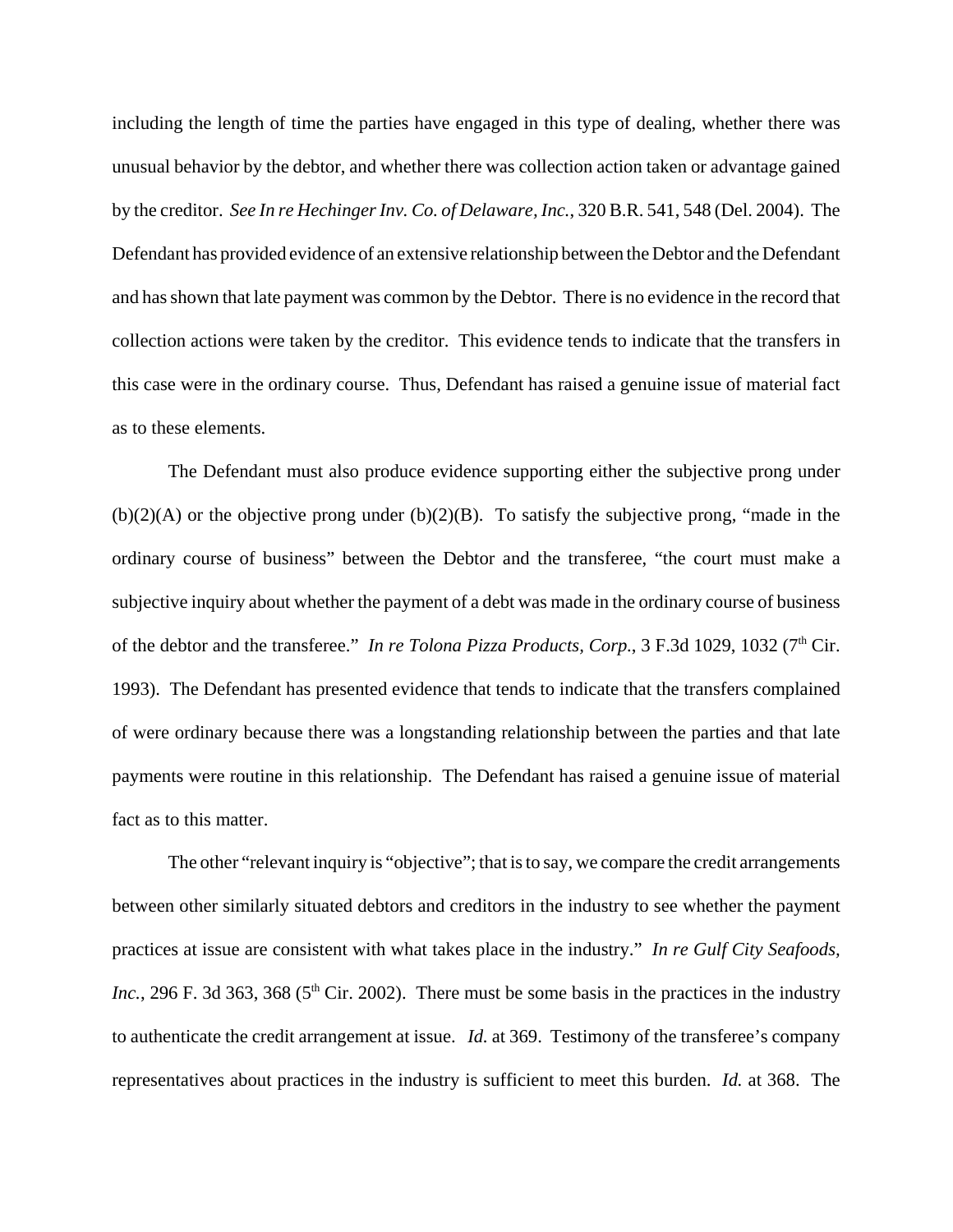including the length of time the parties have engaged in this type of dealing, whether there was unusual behavior by the debtor, and whether there was collection action taken or advantage gained by the creditor. *See In re Hechinger Inv. Co. of Delaware, Inc.*, 320 B.R. 541, 548 (Del. 2004). The Defendant has provided evidence of an extensive relationship between the Debtor and the Defendant and has shown that late payment was common by the Debtor. There is no evidence in the record that collection actions were taken by the creditor. This evidence tends to indicate that the transfers in this case were in the ordinary course. Thus, Defendant has raised a genuine issue of material fact as to these elements.

The Defendant must also produce evidence supporting either the subjective prong under (b)(2)(A) or the objective prong under (b)(2)(B). To satisfy the subjective prong, "made in the ordinary course of business" between the Debtor and the transferee, "the court must make a subjective inquiry about whether the payment of a debt was made in the ordinary course of business of the debtor and the transferee." *In re Tolona Pizza Products, Corp.*, 3 F.3d 1029, 1032 (7th Cir. 1993). The Defendant has presented evidence that tends to indicate that the transfers complained of were ordinary because there was a longstanding relationship between the parties and that late payments were routine in this relationship. The Defendant has raised a genuine issue of material fact as to this matter.

The other "relevant inquiry is "objective"; that is to say, we compare the credit arrangements between other similarly situated debtors and creditors in the industry to see whether the payment practices at issue are consistent with what takes place in the industry." *In re Gulf City Seafoods, Inc.*, 296 F. 3d 363, 368 (5th Cir. 2002). There must be some basis in the practices in the industry to authenticate the credit arrangement at issue. *Id.* at 369. Testimony of the transferee's company representatives about practices in the industry is sufficient to meet this burden. *Id.* at 368. The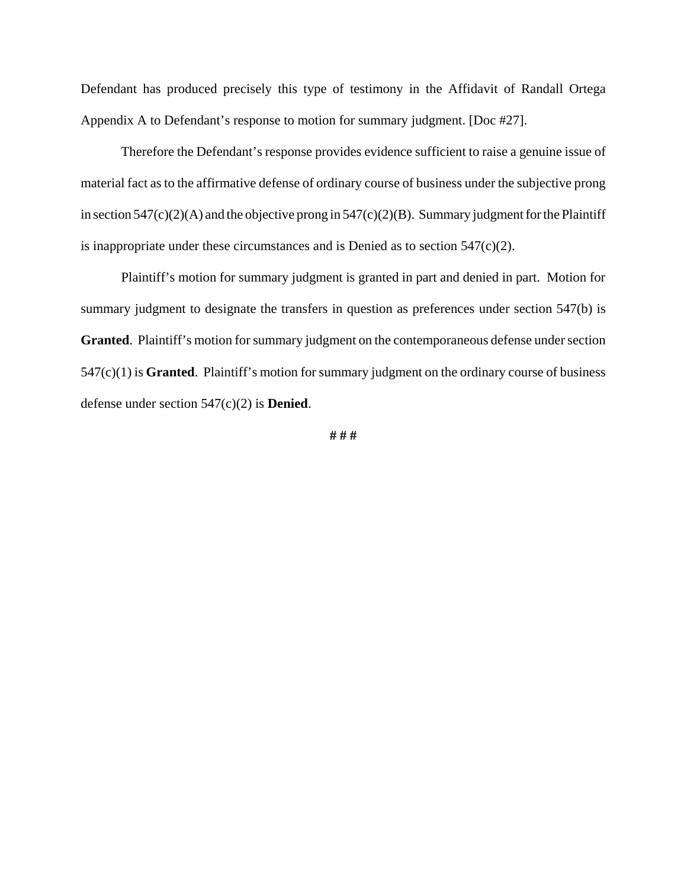Defendant has produced precisely this type of testimony in the Affidavit of Randall Ortega Appendix A to Defendant's response to motion for summary judgment. [Doc #27].

Therefore the Defendant's response provides evidence sufficient to raise a genuine issue of material fact as to the affirmative defense of ordinary course of business under the subjective prong in section 547(c)(2)(A) and the objective prong in 547(c)(2)(B). Summary judgment for the Plaintiff is inappropriate under these circumstances and is Denied as to section 547(c)(2).

Plaintiff's motion for summary judgment is granted in part and denied in part. Motion for summary judgment to designate the transfers in question as preferences under section 547(b) is **Granted**. Plaintiff's motion for summary judgment on the contemporaneous defense under section 547(c)(1) is **Granted**. Plaintiff's motion for summary judgment on the ordinary course of business defense under section 547(c)(2) is **Denied**.

# # #